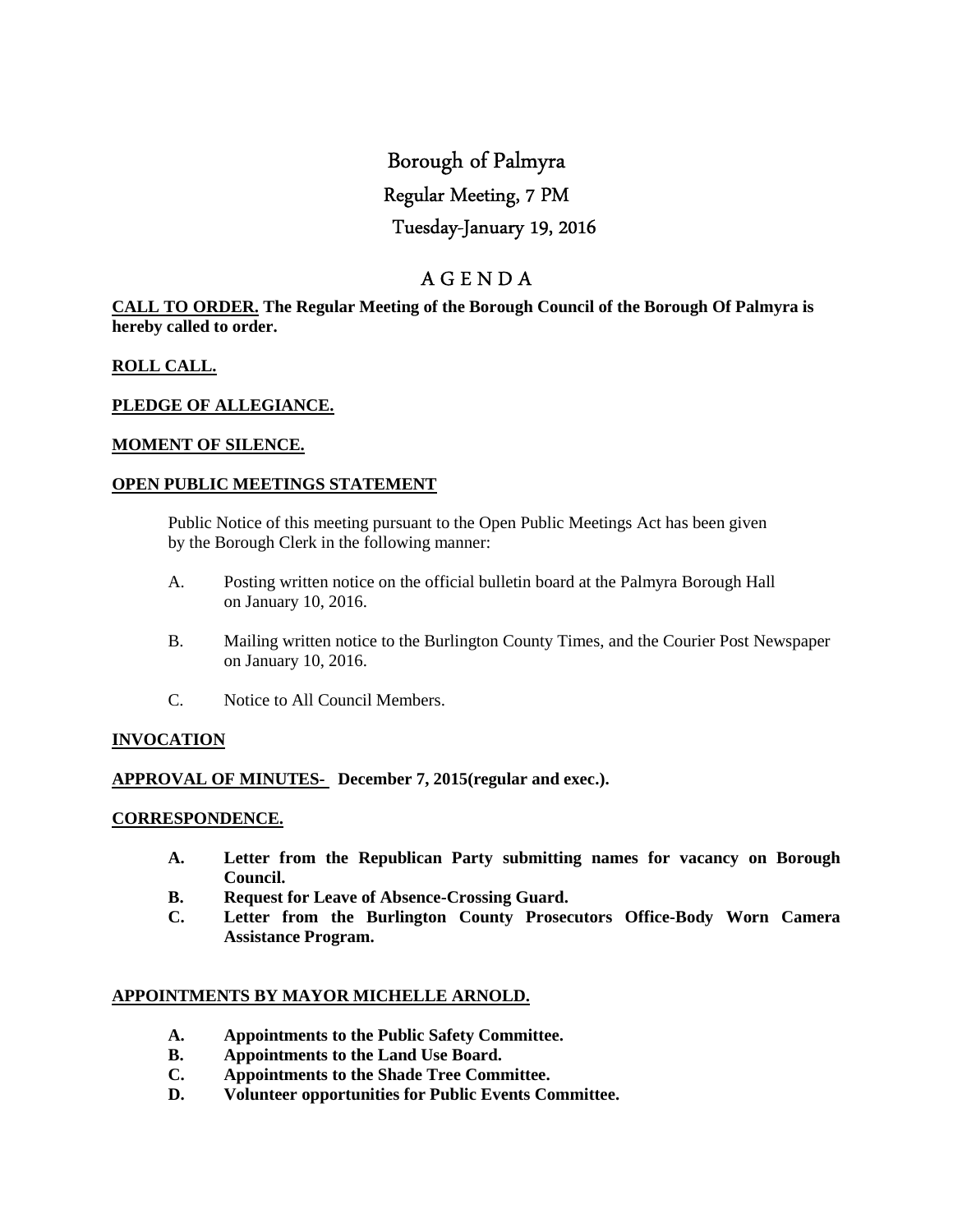# Borough of Palmyra

## Regular Meeting, 7 PM

## Tuesday-January 19, 2016

## A G E N D A

**CALL TO ORDER. The Regular Meeting of the Borough Council of the Borough Of Palmyra is hereby called to order.**

**ROLL CALL.**

**PLEDGE OF ALLEGIANCE.**

**MOMENT OF SILENCE.**

**OPEN PUBLIC MEETINGS STATEMENT**

Public Notice of this meeting pursuant to the Open Public Meetings Act has been given by the Borough Clerk in the following manner:

A. Posting written notice on the official bulletin board at the Palmyra Borough Hall on January 10, 2016.

B. Mailing written notice to the Burlington County Times, and the Courier Post Newspaper on January 10, 2016.

C. Notice to All Council Members.

**INVOCATION**

**APPROVAL OF MINUTES- December 7, 2015(regular and exec.).**

**CORRESPONDENCE.**

**A. Letter from the Republican Party submitting names for vacancy on Borough Council.**

**B. Request for Leave of Absence-Crossing Guard.**

**C. Letter from the Burlington County Prosecutors Office-Body Worn Camera Assistance Program.**

**APPOINTMENTS BY MAYOR MICHELLE ARNOLD.**

**A. Appointments to the Public Safety Committee.**

**B. Appointments to the Land Use Board.**

**C. Appointments to the Shade Tree Committee.**

**D. Volunteer opportunities for Public Events Committee.**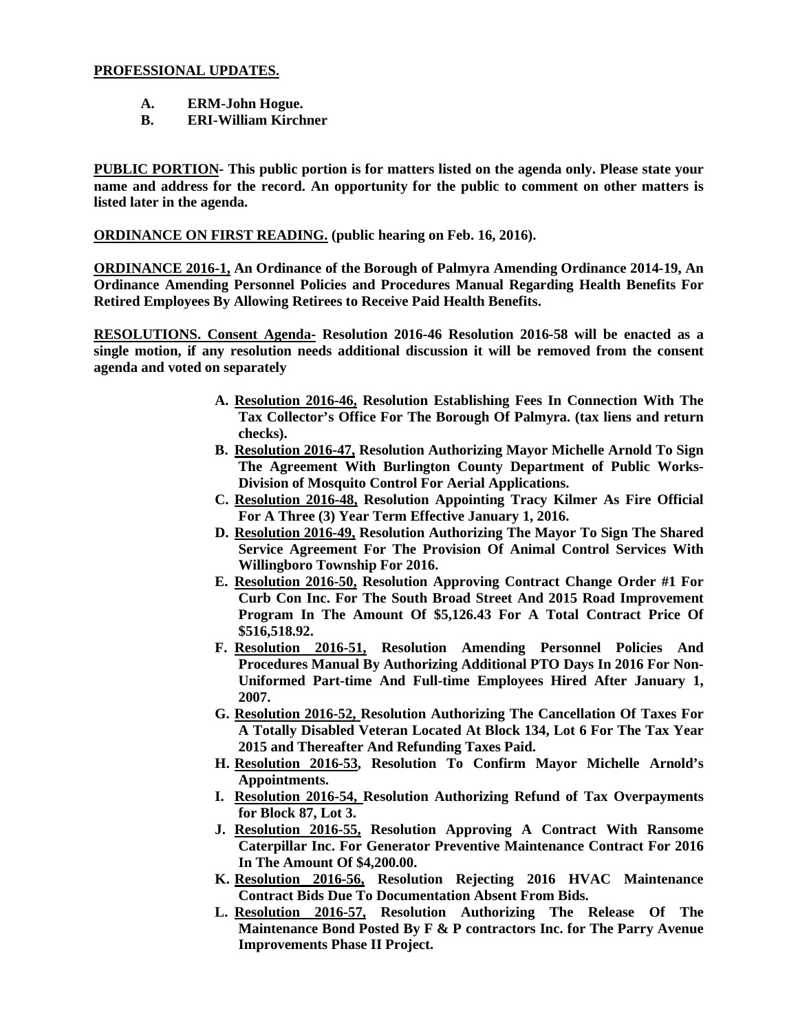**PROFESSIONAL UPDATES.**

- **A. ERM-John Hogue.**
- **B. ERI-William Kirchner**

**PUBLIC PORTION- This public portion is for matters listed on the agenda only. Please state your name and address for the record. An opportunity for the public to comment on other matters is listed later in the agenda.**

**ORDINANCE ON FIRST READING. (public hearing on Feb. 16, 2016).**

**ORDINANCE 2016-1, An Ordinance of the Borough of Palmyra Amending Ordinance 2014-19, An Ordinance Amending Personnel Policies and Procedures Manual Regarding Health Benefits For Retired Employees By Allowing Retirees to Receive Paid Health Benefits.**

**RESOLUTIONS. Consent Agenda- Resolution 2016-46 Resolution 2016-58 will be enacted as a single motion, if any resolution needs additional discussion it will be removed from the consent agenda and voted on separately**

- **A. Resolution 2016-46, Resolution Establishing Fees In Connection With The Tax Collector's Office For The Borough Of Palmyra. (tax liens and return checks).**
- **B. Resolution 2016-47, Resolution Authorizing Mayor Michelle Arnold To Sign The Agreement With Burlington County Department of Public Works-Division of Mosquito Control For Aerial Applications.**
- **C. Resolution 2016-48, Resolution Appointing Tracy Kilmer As Fire Official For A Three (3) Year Term Effective January 1, 2016.**
- **D. Resolution 2016-49, Resolution Authorizing The Mayor To Sign The Shared Service Agreement For The Provision Of Animal Control Services With Willingboro Township For 2016.**
- **E. Resolution 2016-50, Resolution Approving Contract Change Order #1 For Curb Con Inc. For The South Broad Street And 2015 Road Improvement Program In The Amount Of $5,126.43 For A Total Contract Price Of $516,518.92.**
- **F. Resolution 2016-51, Resolution Amending Personnel Policies And Procedures Manual By Authorizing Additional PTO Days In 2016 For Non-Uniformed Part-time And Full-time Employees Hired After January 1, 2007.**
- **G. Resolution 2016-52, Resolution Authorizing The Cancellation Of Taxes For A Totally Disabled Veteran Located At Block 134, Lot 6 For The Tax Year 2015 and Thereafter And Refunding Taxes Paid.**
- **H. Resolution 2016-53, Resolution To Confirm Mayor Michelle Arnold's Appointments.**
- **I. Resolution 2016-54, Resolution Authorizing Refund of Tax Overpayments for Block 87, Lot 3.**
- **J. Resolution 2016-55, Resolution Approving A Contract With Ransome Caterpillar Inc. For Generator Preventive Maintenance Contract For 2016 In The Amount Of $4,200.00.**
- **K. Resolution 2016-56, Resolution Rejecting 2016 HVAC Maintenance Contract Bids Due To Documentation Absent From Bids.**
- **L. Resolution 2016-57, Resolution Authorizing The Release Of The Maintenance Bond Posted By F & P contractors Inc. for The Parry Avenue Improvements Phase II Project.**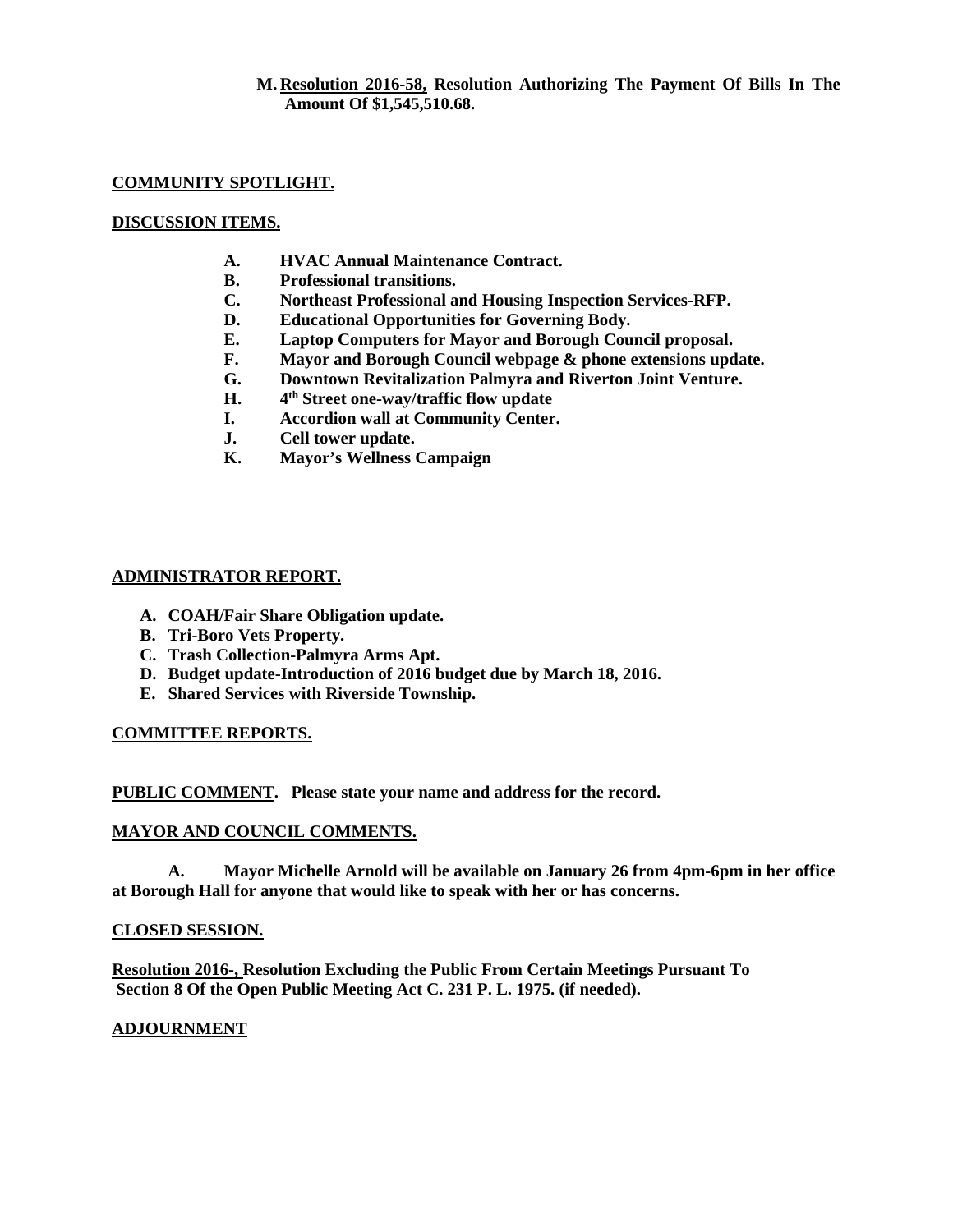M. **Resolution 2016-58, Resolution Authorizing The Payment Of Bills In The Amount Of $1,545,510.68.**

**COMMUNITY SPOTLIGHT.**

**DISCUSSION ITEMS.**

- **A. HVAC Annual Maintenance Contract.**
- **B. Professional transitions.**
- **C. Northeast Professional and Housing Inspection Services-RFP.**
- **D. Educational Opportunities for Governing Body.**
- **E. Laptop Computers for Mayor and Borough Council proposal.**
- **F. Mayor and Borough Council webpage & phone extensions update.**
- **G. Downtown Revitalization Palmyra and Riverton Joint Venture.**
- **H. 4th Street one-way/traffic flow update**
- **I. Accordion wall at Community Center.**
- **J. Cell tower update.**
- **K. Mayor's Wellness Campaign**

**ADMINISTRATOR REPORT.**

- **A. COAH/Fair Share Obligation update.**
- **B. Tri-Boro Vets Property.**
- **C. Trash Collection-Palmyra Arms Apt.**
- **D. Budget update-Introduction of 2016 budget due by March 18, 2016.**
- **E. Shared Services with Riverside Township.**

**COMMITTEE REPORTS.**

**PUBLIC COMMENT. Please state your name and address for the record.**

**MAYOR AND COUNCIL COMMENTS.**

**A. Mayor Michelle Arnold will be available on January 26 from 4pm-6pm in her office at Borough Hall for anyone that would like to speak with her or has concerns.**

**CLOSED SESSION.**

**Resolution 2016-, Resolution Excluding the Public From Certain Meetings Pursuant To Section 8 Of the Open Public Meeting Act C. 231 P. L. 1975. (if needed).**

**ADJOURNMENT**